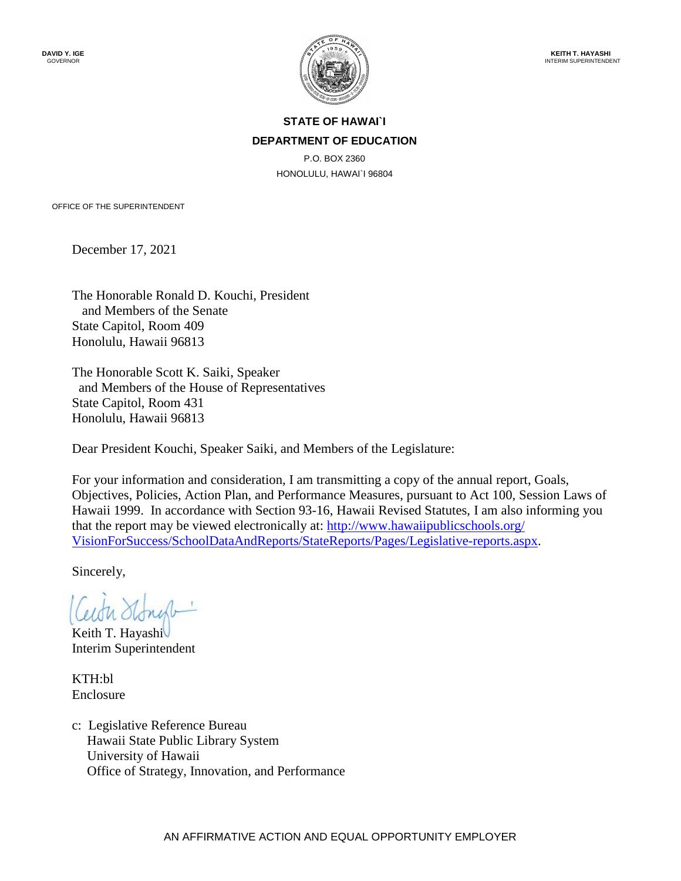**DAVID Y. IGE**
GOVERNOR

**KEITH T. HAYASHI**
INTERIM SUPERINTENDENT

**STATE OF HAWAI`I**
**DEPARTMENT OF EDUCATION**
P.O. BOX 2360
HONOLULU, HAWAI`I 96804

OFFICE OF THE SUPERINTENDENT

December 17, 2021

The Honorable Ronald D. Kouchi, President
and Members of the Senate
State Capitol, Room 409
Honolulu, Hawaii 96813

The Honorable Scott K. Saiki, Speaker
and Members of the House of Representatives
State Capitol, Room 431
Honolulu, Hawaii 96813

Dear President Kouchi, Speaker Saiki, and Members of the Legislature:

For your information and consideration, I am transmitting a copy of the annual report, Goals, Objectives, Policies, Action Plan, and Performance Measures, pursuant to Act 100, Session Laws of Hawaii 1999. In accordance with Section 93-16, Hawaii Revised Statutes, I am also informing you that the report may be viewed electronically at: [http://www.hawaiipublicschools.org/VisionForSuccess/SchoolDataAndReports/StateReports/Pages/Legislative-reports.aspx](http://www.hawaiipublicschools.org/VisionForSuccess/SchoolDataAndReports/StateReports/Pages/Legislative-reports.aspx).

Sincerely,

Keith T. Hayashi
Interim Superintendent

KTH:bl
Enclosure

c: Legislative Reference Bureau
Hawaii State Public Library System
University of Hawaii
Office of Strategy, Innovation, and Performance

AN AFFIRMATIVE ACTION AND EQUAL OPPORTUNITY EMPLOYER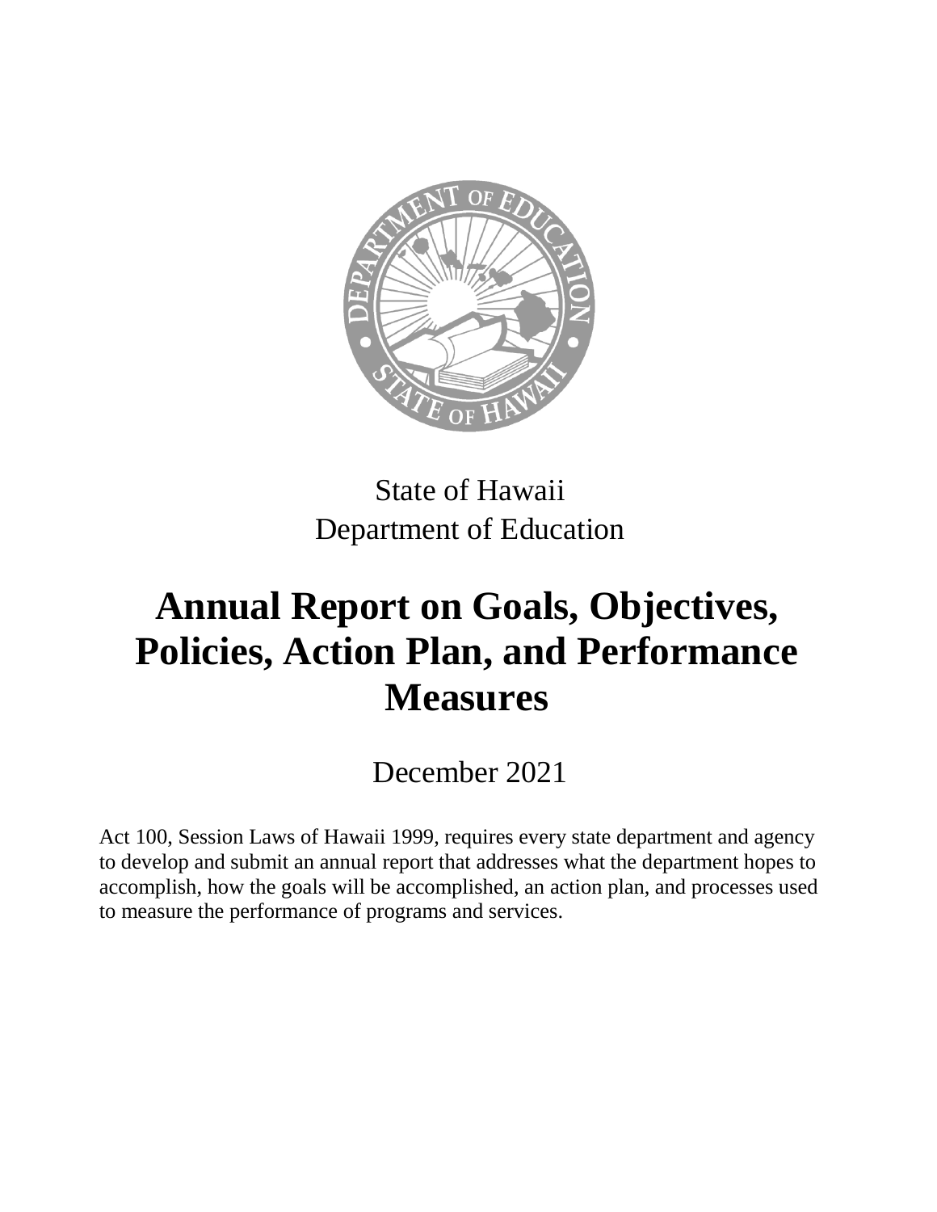State of Hawaii
Department of Education

# Annual Report on Goals, Objectives, Policies, Action Plan, and Performance Measures

December 2021

Act 100, Session Laws of Hawaii 1999, requires every state department and agency to develop and submit an annual report that addresses what the department hopes to accomplish, how the goals will be accomplished, an action plan, and processes used to measure the performance of programs and services.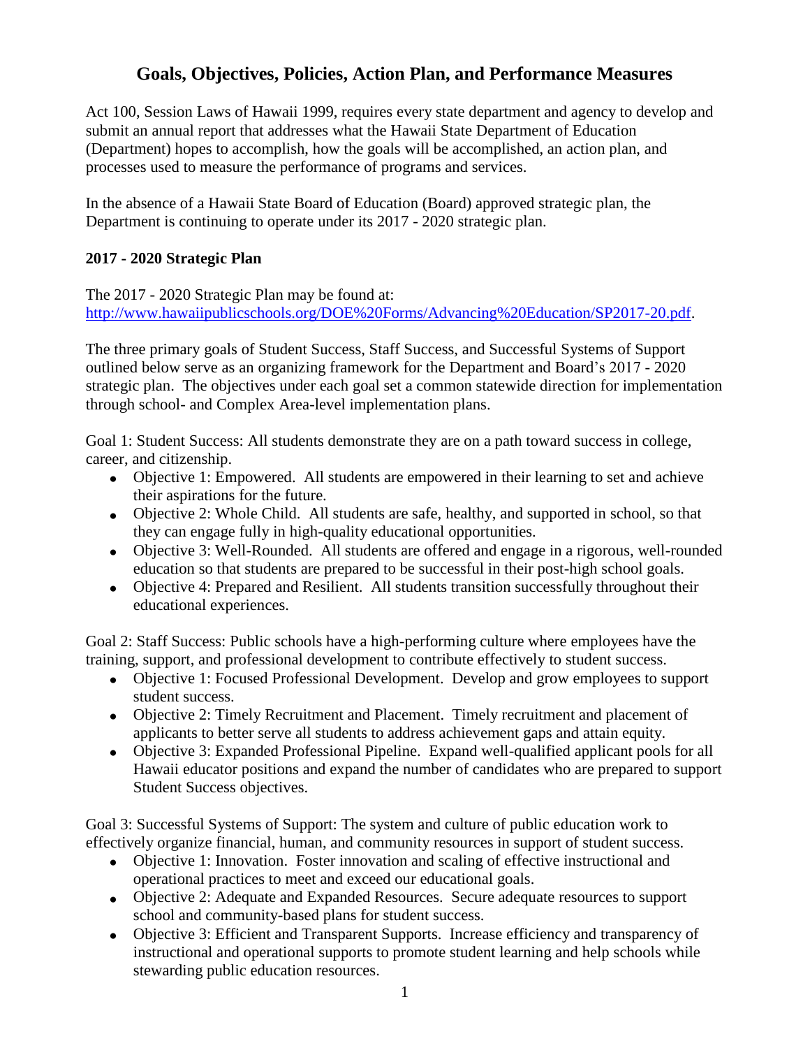# Goals, Objectives, Policies, Action Plan, and Performance Measures

Act 100, Session Laws of Hawaii 1999, requires every state department and agency to develop and submit an annual report that addresses what the Hawaii State Department of Education (Department) hopes to accomplish, how the goals will be accomplished, an action plan, and processes used to measure the performance of programs and services.

In the absence of a Hawaii State Board of Education (Board) approved strategic plan, the Department is continuing to operate under its 2017 - 2020 strategic plan.

### 2017 - 2020 Strategic Plan

The 2017 - 2020 Strategic Plan may be found at:
[http://www.hawaiipublicschools.org/DOE%20Forms/Advancing%20Education/SP2017-20.pdf](http://www.hawaiipublicschools.org/DOE%20Forms/Advancing%20Education/SP2017-20.pdf).

The three primary goals of Student Success, Staff Success, and Successful Systems of Support outlined below serve as an organizing framework for the Department and Board's 2017 - 2020 strategic plan. The objectives under each goal set a common statewide direction for implementation through school- and Complex Area-level implementation plans.

Goal 1: Student Success: All students demonstrate they are on a path toward success in college, career, and citizenship.

- Objective 1: Empowered. All students are empowered in their learning to set and achieve their aspirations for the future.
- Objective 2: Whole Child. All students are safe, healthy, and supported in school, so that they can engage fully in high-quality educational opportunities.
- Objective 3: Well-Rounded. All students are offered and engage in a rigorous, well-rounded education so that students are prepared to be successful in their post-high school goals.
- Objective 4: Prepared and Resilient. All students transition successfully throughout their educational experiences.

Goal 2: Staff Success: Public schools have a high-performing culture where employees have the training, support, and professional development to contribute effectively to student success.

- Objective 1: Focused Professional Development. Develop and grow employees to support student success.
- Objective 2: Timely Recruitment and Placement. Timely recruitment and placement of applicants to better serve all students to address achievement gaps and attain equity.
- Objective 3: Expanded Professional Pipeline. Expand well-qualified applicant pools for all Hawaii educator positions and expand the number of candidates who are prepared to support Student Success objectives.

Goal 3: Successful Systems of Support: The system and culture of public education work to effectively organize financial, human, and community resources in support of student success.

- Objective 1: Innovation. Foster innovation and scaling of effective instructional and operational practices to meet and exceed our educational goals.
- Objective 2: Adequate and Expanded Resources. Secure adequate resources to support school and community-based plans for student success.
- Objective 3: Efficient and Transparent Supports. Increase efficiency and transparency of instructional and operational supports to promote student learning and help schools while stewarding public education resources.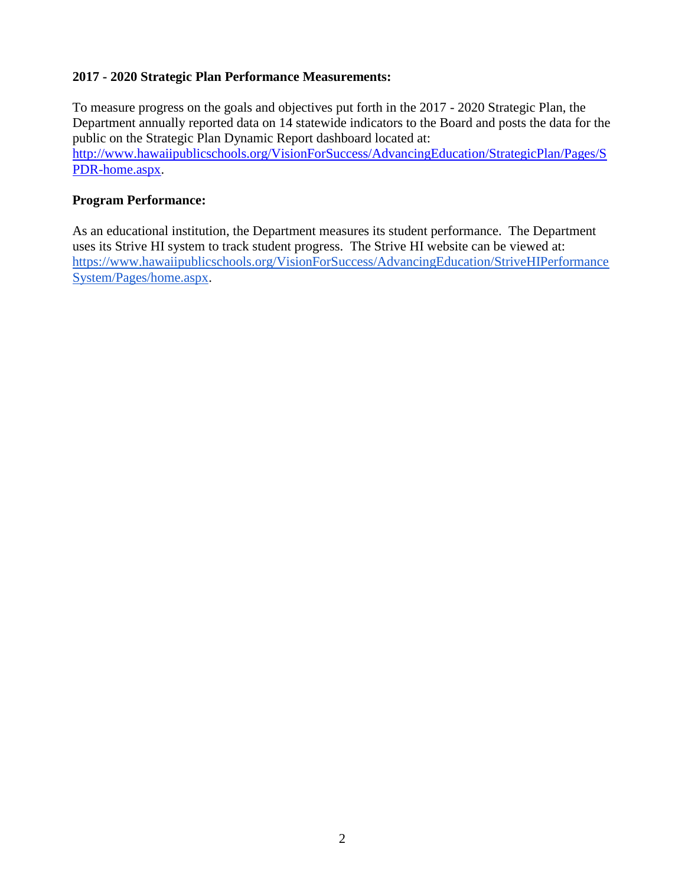**2017 - 2020 Strategic Plan Performance Measurements:**

To measure progress on the goals and objectives put forth in the 2017 - 2020 Strategic Plan, the Department annually reported data on 14 statewide indicators to the Board and posts the data for the public on the Strategic Plan Dynamic Report dashboard located at: http://www.hawaiipublicschools.org/VisionForSuccess/AdvancingEducation/StrategicPlan/Pages/SPDR-home.aspx.

**Program Performance:**

As an educational institution, the Department measures its student performance. The Department uses its Strive HI system to track student progress. The Strive HI website can be viewed at: https://www.hawaiipublicschools.org/VisionForSuccess/AdvancingEducation/StriveHIPerformanceSystem/Pages/home.aspx.